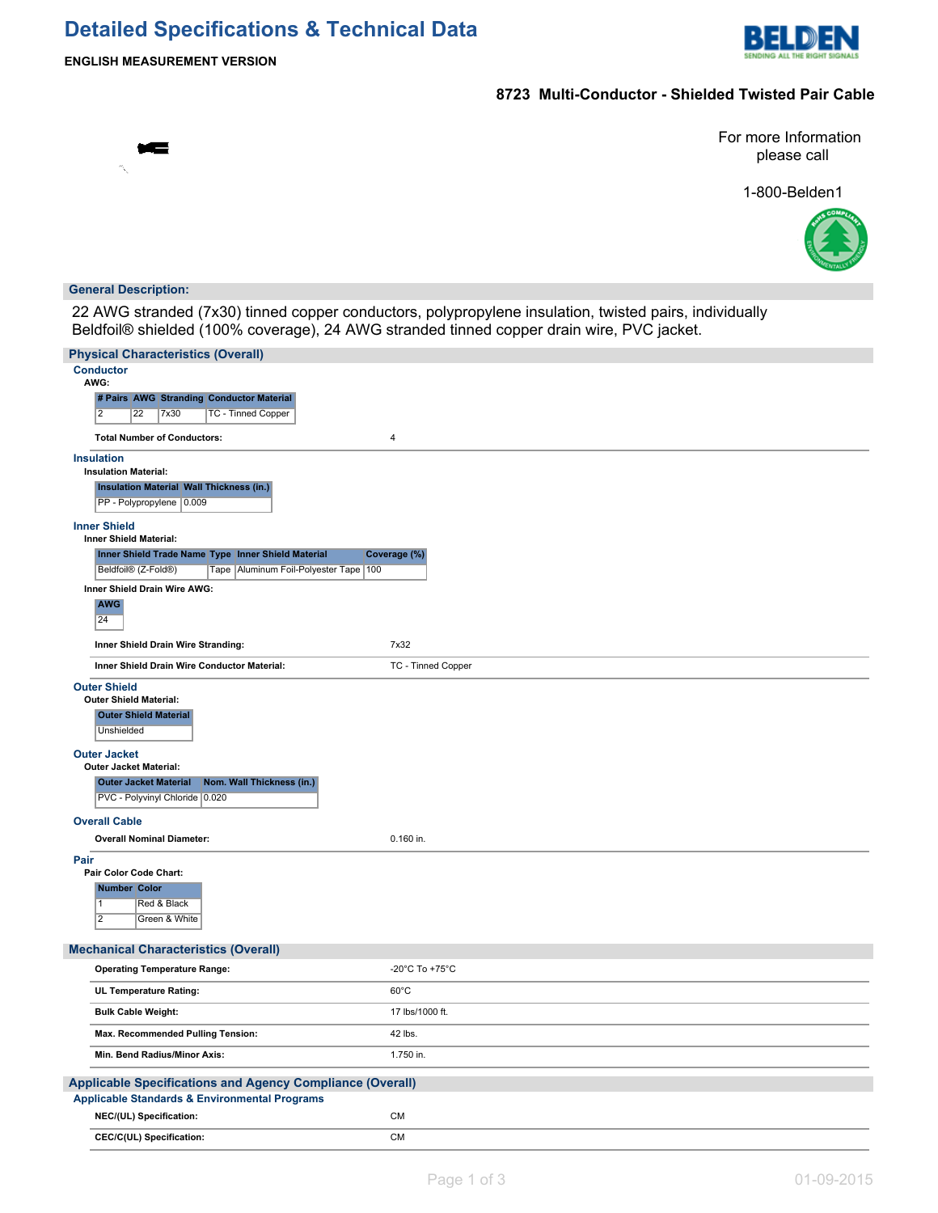# Detailed Specifications & Technical Data

**ENGLISH MEASUREMENT VERSION**

## 8723 Multi-Conductor - Shielded Twisted Pair Cable

For more Information please call

1-800-Belden1

### General Description:

22 AWG stranded (7x30) tinned copper conductors, polypropylene insulation, twisted pairs, individually Beldfoil® shielded (100% coverage), 24 AWG stranded tinned copper drain wire, PVC jacket.

### Physical Characteristics (Overall)

#### Conductor

**AWG:**

| # Pairs | AWG | Stranding | Conductor Material |
|---|---|---|---|
| 2 | 22 | 7x30 | TC - Tinned Copper |

**Total Number of Conductors:** 4

#### Insulation

**Insulation Material:**

| Insulation Material | Wall Thickness (in.) |
|---|---|
| PP - Polypropylene | 0.009 |

#### Inner Shield

**Inner Shield Material:**

| Inner Shield Trade Name | Type | Inner Shield Material | Coverage (%) |
|---|---|---|---|
| Beldfoil® (Z-Fold®) | Tape | Aluminum Foil-Polyester Tape | 100 |

**Inner Shield Drain Wire AWG:**

| AWG |
|---|
| 24 |

**Inner Shield Drain Wire Stranding:** 7x32

**Inner Shield Drain Wire Conductor Material:** TC - Tinned Copper

#### Outer Shield

**Outer Shield Material:**

| Outer Shield Material |
|---|
| Unshielded |

#### Outer Jacket

**Outer Jacket Material:**

| Outer Jacket Material | Nom. Wall Thickness (in.) |
|---|---|
| PVC - Polyvinyl Chloride | 0.020 |

#### Overall Cable

**Overall Nominal Diameter:** 0.160 in.

#### Pair

**Pair Color Code Chart:**

| Number | Color |
|---|---|
| 1 | Red & Black |
| 2 | Green & White |

### Mechanical Characteristics (Overall)

| | |
|---|---|
| **Operating Temperature Range:** | -20°C To +75°C |
| **UL Temperature Rating:** | 60°C |
| **Bulk Cable Weight:** | 17 lbs/1000 ft. |
| **Max. Recommended Pulling Tension:** | 42 lbs. |
| **Min. Bend Radius/Minor Axis:** | 1.750 in. |

### Applicable Specifications and Agency Compliance (Overall)

#### Applicable Standards & Environmental Programs

| | |
|---|---|
| **NEC/(UL) Specification:** | CM |
| **CEC/C(UL) Specification:** | CM |

01-09-2015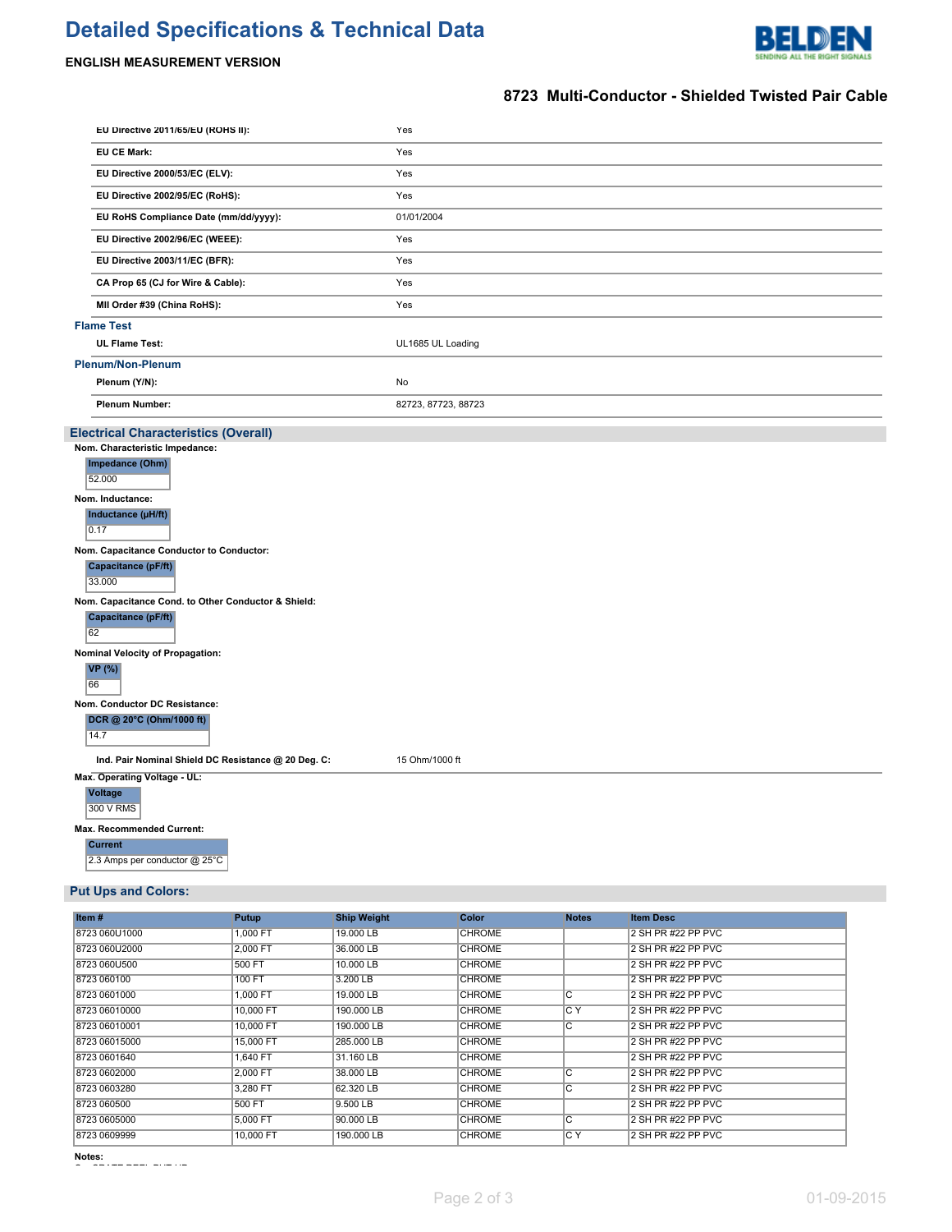# Detailed Specifications & Technical Data

**ENGLISH MEASUREMENT VERSION**

## 8723 Multi-Conductor - Shielded Twisted Pair Cable

| | |
|---|---|
| EU Directive 2011/65/EU (ROHS II): | Yes |
| EU CE Mark: | Yes |
| EU Directive 2000/53/EC (ELV): | Yes |
| EU Directive 2002/95/EC (RoHS): | Yes |
| EU RoHS Compliance Date (mm/dd/yyyy): | 01/01/2004 |
| EU Directive 2002/96/EC (WEEE): | Yes |
| EU Directive 2003/11/EC (BFR): | Yes |
| CA Prop 65 (CJ for Wire & Cable): | Yes |
| MII Order #39 (China RoHS): | Yes |

### Flame Test

| | |
|---|---|
| UL Flame Test: | UL1685 UL Loading |

### Plenum/Non-Plenum

| | |
|---|---|
| Plenum (Y/N): | No |
| Plenum Number: | 82723, 87723, 88723 |

## Electrical Characteristics (Overall)

**Nom. Characteristic Impedance:**

| Impedance (Ohm) |
|---|
| 52.000 |

**Nom. Inductance:**

| Inductance (µH/ft) |
|---|
| 0.17 |

**Nom. Capacitance Conductor to Conductor:**

| Capacitance (pF/ft) |
|---|
| 33.000 |

**Nom. Capacitance Cond. to Other Conductor & Shield:**

| Capacitance (pF/ft) |
|---|
| 62 |

**Nominal Velocity of Propagation:**

| VP (%) |
|---|
| 66 |

**Nom. Conductor DC Resistance:**

| DCR @ 20°C (Ohm/1000 ft) |
|---|
| 14.7 |

| | |
|---|---|
| Ind. Pair Nominal Shield DC Resistance @ 20 Deg. C: | 15 Ohm/1000 ft |

**Max. Operating Voltage - UL:**

| Voltage |
|---|
| 300 V RMS |

**Max. Recommended Current:**

| Current |
|---|
| 2.3 Amps per conductor @ 25°C |

## Put Ups and Colors:

| Item # | Putup | Ship Weight | Color | Notes | Item Desc |
|---|---|---|---|---|---|
| 8723 060U1000 | 1,000 FT | 19.000 LB | CHROME | | 2 SH PR #22 PP PVC |
| 8723 060U2000 | 2,000 FT | 36.000 LB | CHROME | | 2 SH PR #22 PP PVC |
| 8723 060U500 | 500 FT | 10.000 LB | CHROME | | 2 SH PR #22 PP PVC |
| 8723 060100 | 100 FT | 3.200 LB | CHROME | | 2 SH PR #22 PP PVC |
| 8723 0601000 | 1,000 FT | 19.000 LB | CHROME | C | 2 SH PR #22 PP PVC |
| 8723 06010000 | 10,000 FT | 190.000 LB | CHROME | C Y | 2 SH PR #22 PP PVC |
| 8723 06010001 | 10,000 FT | 190.000 LB | CHROME | C | 2 SH PR #22 PP PVC |
| 8723 06015000 | 15,000 FT | 285.000 LB | CHROME | | 2 SH PR #22 PP PVC |
| 8723 0601640 | 1,640 FT | 31.160 LB | CHROME | | 2 SH PR #22 PP PVC |
| 8723 0602000 | 2,000 FT | 38.000 LB | CHROME | C | 2 SH PR #22 PP PVC |
| 8723 0603280 | 3,280 FT | 62.320 LB | CHROME | C | 2 SH PR #22 PP PVC |
| 8723 060500 | 500 FT | 9.500 LB | CHROME | | 2 SH PR #22 PP PVC |
| 8723 0605000 | 5,000 FT | 90.000 LB | CHROME | C | 2 SH PR #22 PP PVC |
| 8723 0609999 | 10,000 FT | 190.000 LB | CHROME | C Y | 2 SH PR #22 PP PVC |

**Notes:**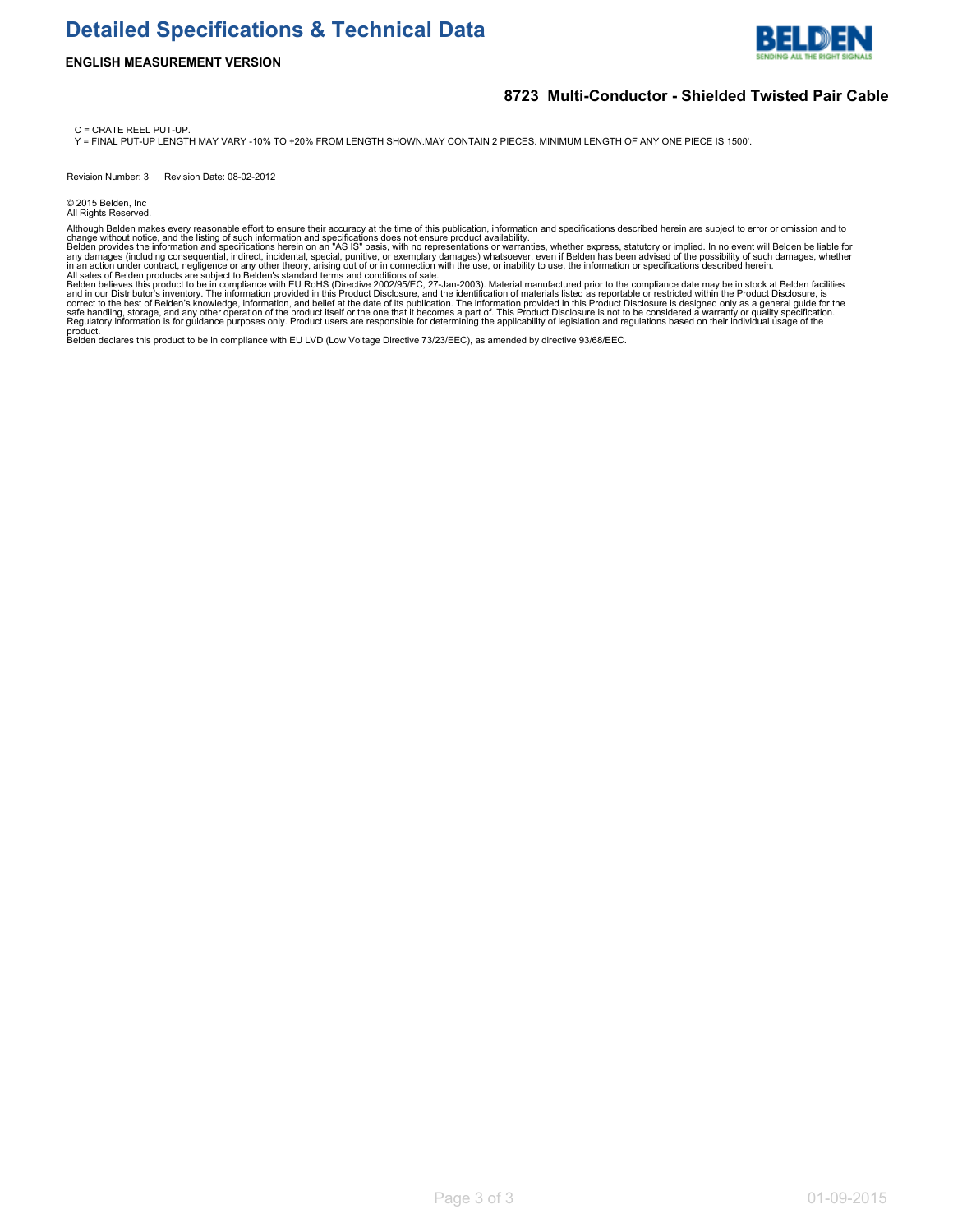C = CRATE REEL PUT-UP.
Y = FINAL PUT-UP LENGTH MAY VARY -10% TO +20% FROM LENGTH SHOWN.MAY CONTAIN 2 PIECES. MINIMUM LENGTH OF ANY ONE PIECE IS 1500'.

Revision Number: 3 Revision Date: 08-02-2012

© 2015 Belden, Inc
All Rights Reserved.

Although Belden makes every reasonable effort to ensure their accuracy at the time of this publication, information and specifications described herein are subject to error or omission and to change without notice, and the listing of such information and specifications does not ensure product availability.
Belden provides the information and specifications herein on an "AS IS" basis, with no representations or warranties, whether express, statutory or implied. In no event will Belden be liable for any damages (including consequential, indirect, incidental, special, punitive, or exemplary damages) whatsoever, even if Belden has been advised of the possibility of such damages, whether in an action under contract, negligence or any other theory, arising out of or in connection with the use, or inability to use, the information or specifications described herein.
All sales of Belden products are subject to Belden's standard terms and conditions of sale.
Belden believes this product to be in compliance with EU RoHS (Directive 2002/95/EC, 27-Jan-2003). Material manufactured prior to the compliance date may be in stock at Belden facilities and in our Distributor's inventory. The information provided in this Product Disclosure, and the identification of materials listed as reportable or restricted within the Product Disclosure, is correct to the best of Belden's knowledge, information, and belief at the date of its publication. The information provided in this Product Disclosure is designed only as a general guide for the safe handling, storage, and any other operation of the product itself or the one that it becomes a part of. This Product Disclosure is not to be considered a warranty or quality specification. Regulatory information is for guidance purposes only. Product users are responsible for determining the applicability of legislation and regulations based on their individual usage of the product.
Belden declares this product to be in compliance with EU LVD (Low Voltage Directive 73/23/EEC), as amended by directive 93/68/EEC.